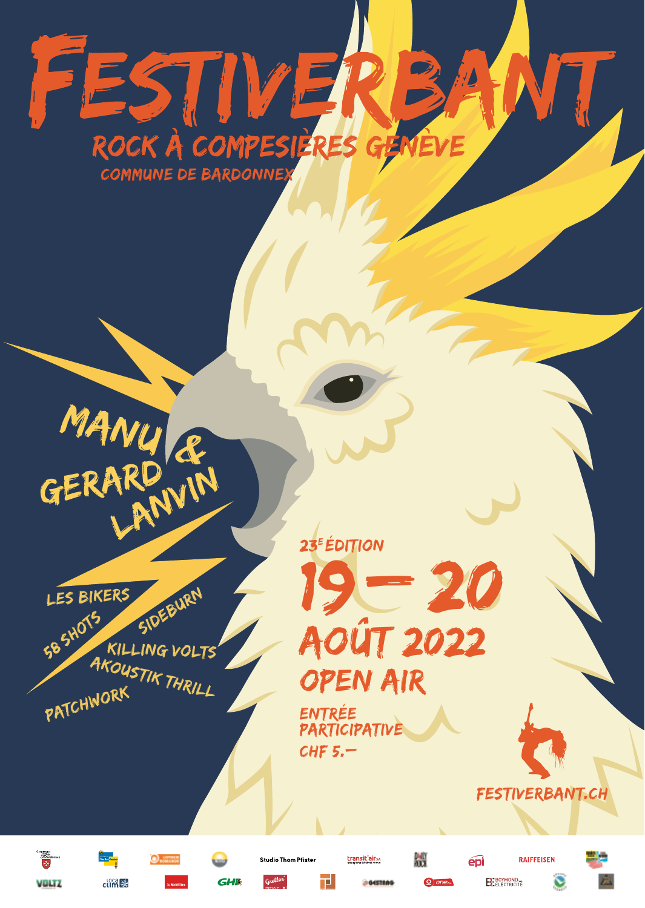# FESTIVERBANT

## ROCK À COMPESIÈRES GENÈVE

COMMUNE DE BARDONNEX

**MANU & GERARD LANVIN**

LES BIKERS

58 SHOTS

SIDEBURN

KILLING VOLTS

AKOUSTIK THRILL

PATCHWORK

23E ÉDITION

# 19 — 20 AOÛT 2022

## OPEN AIR

ENTRÉE PARTICIPATIVE

CHF 5.—

FESTIVERBANT.CH

Studio Thom Pfister

transit'air SA

RAIFFEISEN

VOLTZ

loca clim

GHB

BOYMOND ÉLECTRICITÉ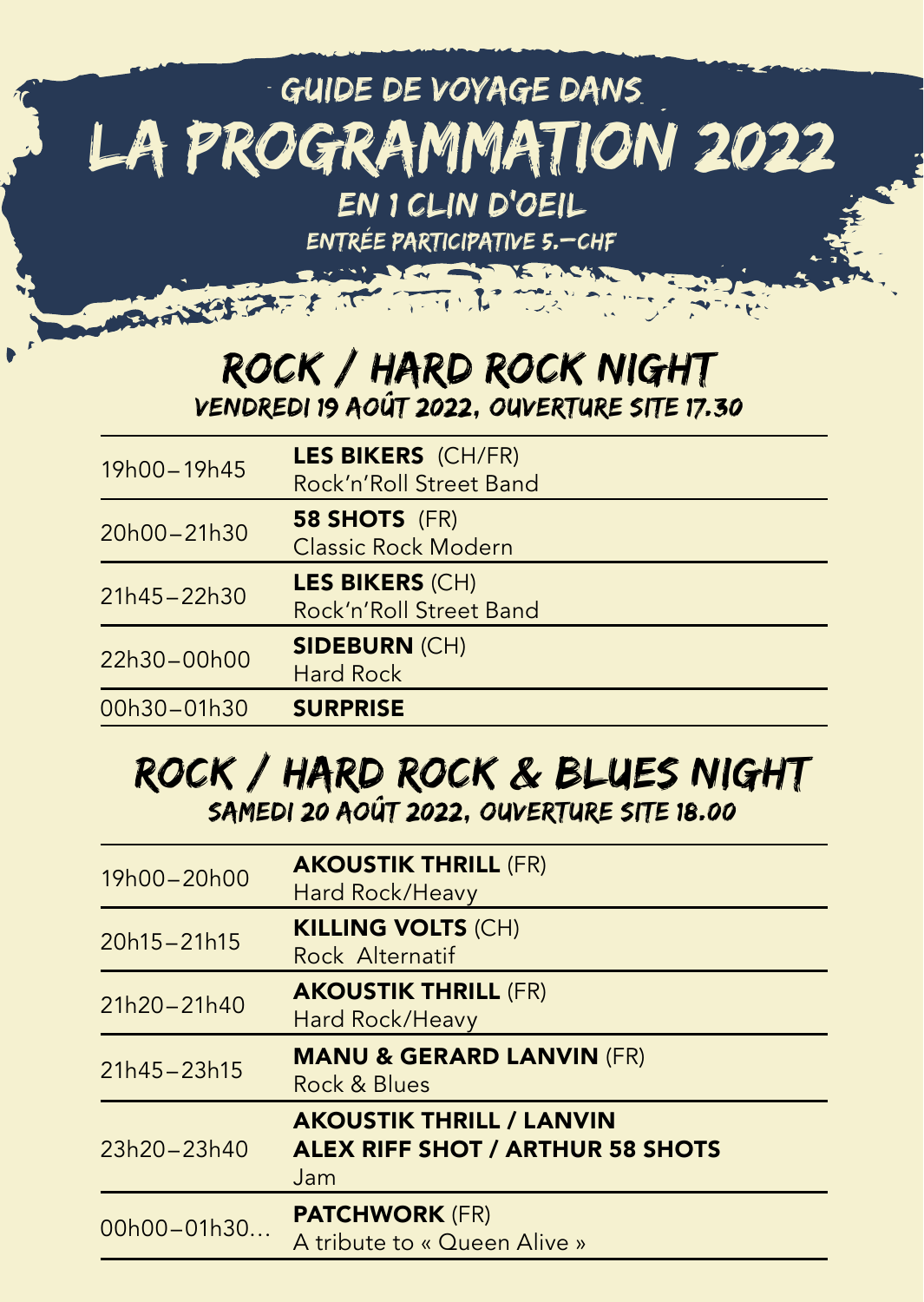GUIDE DE VOYAGE DANS

# LA PROGRAMMATION 2022

EN 1 CLIN D'OEIL

ENTRÉE PARTICIPATIVE 5.—CHF

## ROCK / HARD ROCK NIGHT

### VENDREDI 19 AOÛT 2022, OUVERTURE SITE 17.30

| | |
|---|---|
| 19h00–19h45 | **LES BIKERS** (CH/FR)<br>Rock'n'Roll Street Band |
| 20h00–21h30 | **58 SHOTS** (FR)<br>Classic Rock Modern |
| 21h45–22h30 | **LES BIKERS** (CH)<br>Rock'n'Roll Street Band |
| 22h30–00h00 | **SIDEBURN** (CH)<br>Hard Rock |
| 00h30–01h30 | **SURPRISE** |

## ROCK / HARD ROCK & BLUES NIGHT

### SAMEDI 20 AOÛT 2022, OUVERTURE SITE 18.00

| | |
|---|---|
| 19h00–20h00 | **AKOUSTIK THRILL** (FR)<br>Hard Rock/Heavy |
| 20h15–21h15 | **KILLING VOLTS** (CH)<br>Rock Alternatif |
| 21h20–21h40 | **AKOUSTIK THRILL** (FR)<br>Hard Rock/Heavy |
| 21h45–23h15 | **MANU & GERARD LANVIN** (FR)<br>Rock & Blues |
| 23h20–23h40 | **AKOUSTIK THRILL / LANVIN**<br>**ALEX RIFF SHOT / ARTHUR 58 SHOTS**<br>Jam |
| 00h00–01h30... | **PATCHWORK** (FR)<br>A tribute to « Queen Alive » |